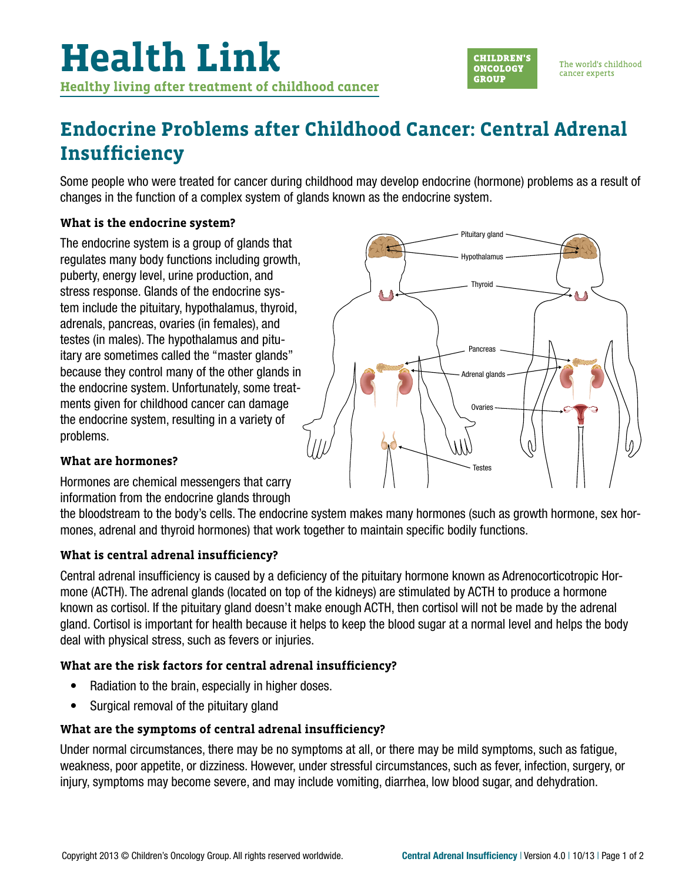# Health Link

**Healthy living after treatment of childhood cancer**

CHILDREN'S ONCOLOGY GROUP — The world's childhood cancer experts

## Endocrine Problems after Childhood Cancer: Central Adrenal Insufficiency

Some people who were treated for cancer during childhood may develop endocrine (hormone) problems as a result of changes in the function of a complex system of glands known as the endocrine system.

### What is the endocrine system?

The endocrine system is a group of glands that regulates many body functions including growth, puberty, energy level, urine production, and stress response. Glands of the endocrine system include the pituitary, hypothalamus, thyroid, adrenals, pancreas, ovaries (in females), and testes (in males). The hypothalamus and pituitary are sometimes called the "master glands" because they control many of the other glands in the endocrine system. Unfortunately, some treatments given for childhood cancer can damage the endocrine system, resulting in a variety of problems.

### What are hormones?

Hormones are chemical messengers that carry information from the endocrine glands through the bloodstream to the body's cells. The endocrine system makes many hormones (such as growth hormone, sex hormones, adrenal and thyroid hormones) that work together to maintain specific bodily functions.

### What is central adrenal insufficiency?

Central adrenal insufficiency is caused by a deficiency of the pituitary hormone known as Adrenocorticotropic Hormone (ACTH). The adrenal glands (located on top of the kidneys) are stimulated by ACTH to produce a hormone known as cortisol. If the pituitary gland doesn't make enough ACTH, then cortisol will not be made by the adrenal gland. Cortisol is important for health because it helps to keep the blood sugar at a normal level and helps the body deal with physical stress, such as fevers or injuries.

### What are the risk factors for central adrenal insufficiency?

- Radiation to the brain, especially in higher doses.
- Surgical removal of the pituitary gland

### What are the symptoms of central adrenal insufficiency?

Under normal circumstances, there may be no symptoms at all, or there may be mild symptoms, such as fatigue, weakness, poor appetite, or dizziness. However, under stressful circumstances, such as fever, infection, surgery, or injury, symptoms may become severe, and may include vomiting, diarrhea, low blood sugar, and dehydration.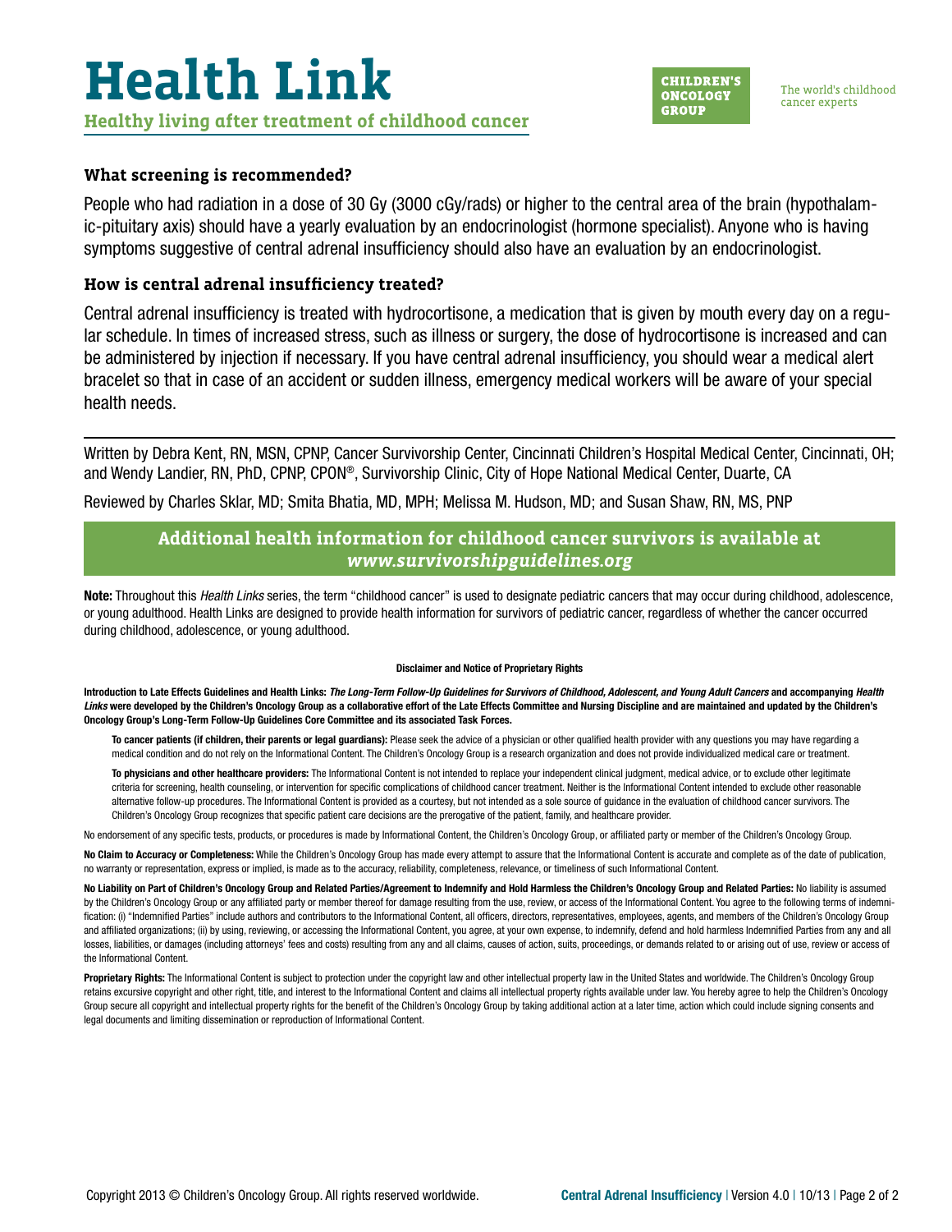### What screening is recommended?

People who had radiation in a dose of 30 Gy (3000 cGy/rads) or higher to the central area of the brain (hypothalamic-pituitary axis) should have a yearly evaluation by an endocrinologist (hormone specialist). Anyone who is having symptoms suggestive of central adrenal insufficiency should also have an evaluation by an endocrinologist.

### How is central adrenal insufficiency treated?

Central adrenal insufficiency is treated with hydrocortisone, a medication that is given by mouth every day on a regular schedule. In times of increased stress, such as illness or surgery, the dose of hydrocortisone is increased and can be administered by injection if necessary. If you have central adrenal insufficiency, you should wear a medical alert bracelet so that in case of an accident or sudden illness, emergency medical workers will be aware of your special health needs.

---

Written by Debra Kent, RN, MSN, CPNP, Cancer Survivorship Center, Cincinnati Children's Hospital Medical Center, Cincinnati, OH; and Wendy Landier, RN, PhD, CPNP, CPON®, Survivorship Clinic, City of Hope National Medical Center, Duarte, CA

Reviewed by Charles Sklar, MD; Smita Bhatia, MD, MPH; Melissa M. Hudson, MD; and Susan Shaw, RN, MS, PNP

**Additional health information for childhood cancer survivors is available at *www.survivorshipguidelines.org***

**Note:** Throughout this *Health Links* series, the term "childhood cancer" is used to designate pediatric cancers that may occur during childhood, adolescence, or young adulthood. Health Links are designed to provide health information for survivors of pediatric cancer, regardless of whether the cancer occurred during childhood, adolescence, or young adulthood.

**Disclaimer and Notice of Proprietary Rights**

**Introduction to Late Effects Guidelines and Health Links: *The Long-Term Follow-Up Guidelines for Survivors of Childhood, Adolescent, and Young Adult Cancers* and accompanying *Health Links* were developed by the Children's Oncology Group as a collaborative effort of the Late Effects Committee and Nursing Discipline and are maintained and updated by the Children's Oncology Group's Long-Term Follow-Up Guidelines Core Committee and its associated Task Forces.**

**To cancer patients (if children, their parents or legal guardians):** Please seek the advice of a physician or other qualified health provider with any questions you may have regarding a medical condition and do not rely on the Informational Content. The Children's Oncology Group is a research organization and does not provide individualized medical care or treatment.

**To physicians and other healthcare providers:** The Informational Content is not intended to replace your independent clinical judgment, medical advice, or to exclude other legitimate criteria for screening, health counseling, or intervention for specific complications of childhood cancer treatment. Neither is the Informational Content intended to exclude other reasonable alternative follow-up procedures. The Informational Content is provided as a courtesy, but not intended as a sole source of guidance in the evaluation of childhood cancer survivors. The Children's Oncology Group recognizes that specific patient care decisions are the prerogative of the patient, family, and healthcare provider.

No endorsement of any specific tests, products, or procedures is made by Informational Content, the Children's Oncology Group, or affiliated party or member of the Children's Oncology Group.

**No Claim to Accuracy or Completeness:** While the Children's Oncology Group has made every attempt to assure that the Informational Content is accurate and complete as of the date of publication, no warranty or representation, express or implied, is made as to the accuracy, reliability, completeness, relevance, or timeliness of such Informational Content.

**No Liability on Part of Children's Oncology Group and Related Parties/Agreement to Indemnify and Hold Harmless the Children's Oncology Group and Related Parties:** No liability is assumed by the Children's Oncology Group or any affiliated party or member thereof for damage resulting from the use, review, or access of the Informational Content. You agree to the following terms of indemnification: (i) "Indemnified Parties" include authors and contributors to the Informational Content, all officers, directors, representatives, employees, agents, and members of the Children's Oncology Group and affiliated organizations; (ii) by using, reviewing, or accessing the Informational Content, you agree, at your own expense, to indemnify, defend and hold harmless Indemnified Parties from any and all losses, liabilities, or damages (including attorneys' fees and costs) resulting from any and all claims, causes of action, suits, proceedings, or demands related to or arising out of use, review or access of the Informational Content.

**Proprietary Rights:** The Informational Content is subject to protection under the copyright law and other intellectual property law in the United States and worldwide. The Children's Oncology Group retains excursive copyright and other right, title, and interest to the Informational Content and claims all intellectual property rights available under law. You hereby agree to help the Children's Oncology Group secure all copyright and intellectual property rights for the benefit of the Children's Oncology Group by taking additional action at a later time, action which could include signing consents and legal documents and limiting dissemination or reproduction of Informational Content.